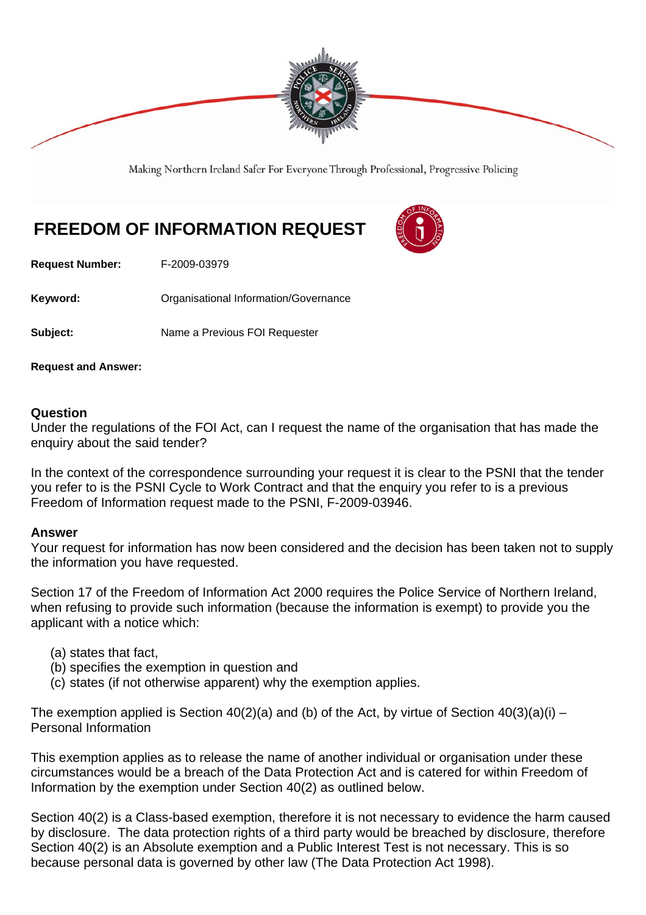Making Northern Ireland Safer For Everyone Through Professional, Progressive Policing

# FREEDOM OF INFORMATION REQUEST

**Request Number:** F-2009-03979

**Keyword:** Organisational Information/Governance

**Subject:** Name a Previous FOI Requester

**Request and Answer:**

### Question

Under the regulations of the FOI Act, can I request the name of the organisation that has made the enquiry about the said tender?

In the context of the correspondence surrounding your request it is clear to the PSNI that the tender you refer to is the PSNI Cycle to Work Contract and that the enquiry you refer to is a previous Freedom of Information request made to the PSNI, F-2009-03946.

### Answer

Your request for information has now been considered and the decision has been taken not to supply the information you have requested.

Section 17 of the Freedom of Information Act 2000 requires the Police Service of Northern Ireland, when refusing to provide such information (because the information is exempt) to provide you the applicant with a notice which:

(a) states that fact,
(b) specifies the exemption in question and
(c) states (if not otherwise apparent) why the exemption applies.

The exemption applied is Section 40(2)(a) and (b) of the Act, by virtue of Section 40(3)(a)(i) – Personal Information

This exemption applies as to release the name of another individual or organisation under these circumstances would be a breach of the Data Protection Act and is catered for within Freedom of Information by the exemption under Section 40(2) as outlined below.

Section 40(2) is a Class-based exemption, therefore it is not necessary to evidence the harm caused by disclosure. The data protection rights of a third party would be breached by disclosure, therefore Section 40(2) is an Absolute exemption and a Public Interest Test is not necessary. This is so because personal data is governed by other law (The Data Protection Act 1998).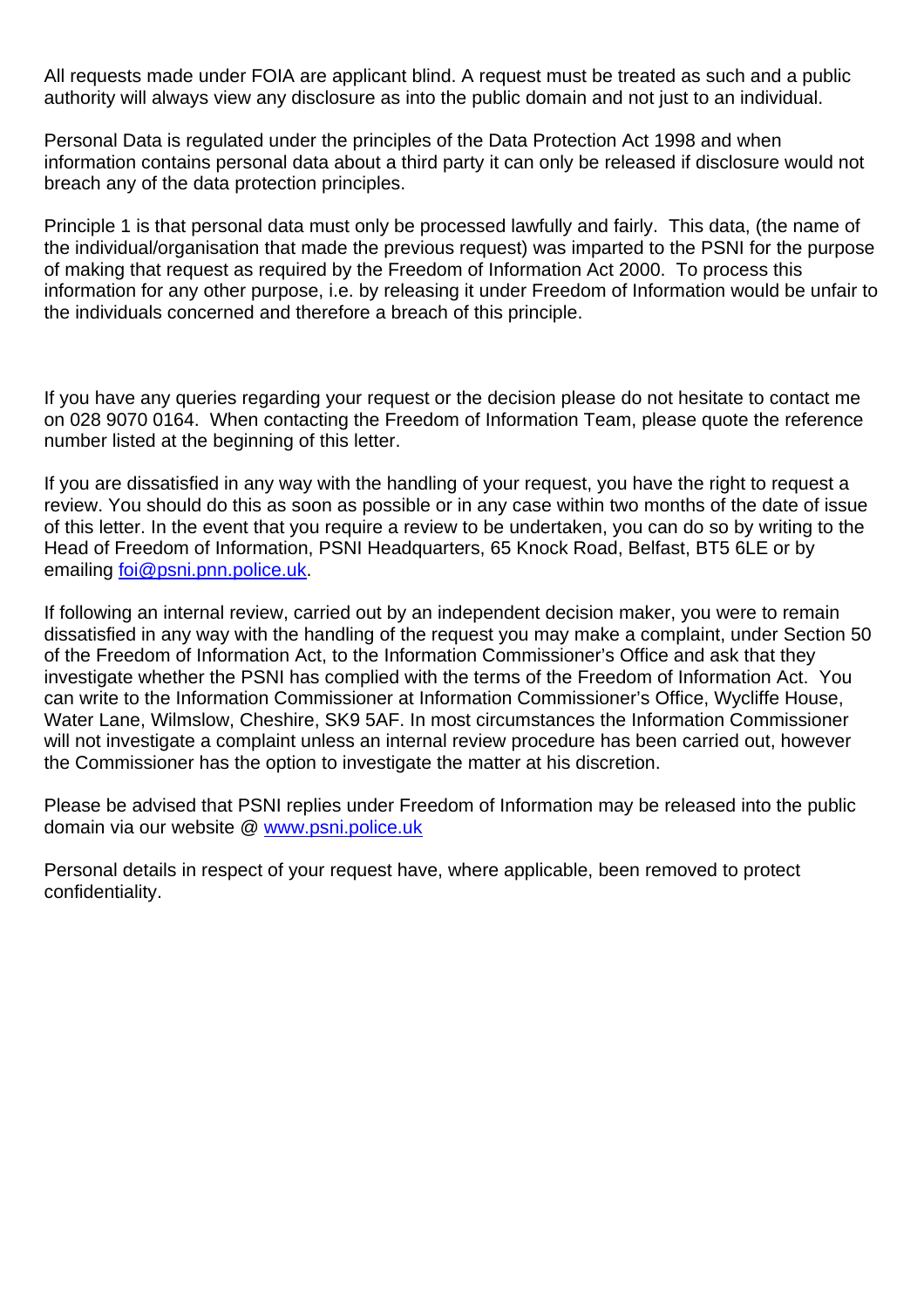All requests made under FOIA are applicant blind. A request must be treated as such and a public authority will always view any disclosure as into the public domain and not just to an individual.

Personal Data is regulated under the principles of the Data Protection Act 1998 and when information contains personal data about a third party it can only be released if disclosure would not breach any of the data protection principles.

Principle 1 is that personal data must only be processed lawfully and fairly. This data, (the name of the individual/organisation that made the previous request) was imparted to the PSNI for the purpose of making that request as required by the Freedom of Information Act 2000. To process this information for any other purpose, i.e. by releasing it under Freedom of Information would be unfair to the individuals concerned and therefore a breach of this principle.

If you have any queries regarding your request or the decision please do not hesitate to contact me on 028 9070 0164. When contacting the Freedom of Information Team, please quote the reference number listed at the beginning of this letter.

If you are dissatisfied in any way with the handling of your request, you have the right to request a review. You should do this as soon as possible or in any case within two months of the date of issue of this letter. In the event that you require a review to be undertaken, you can do so by writing to the Head of Freedom of Information, PSNI Headquarters, 65 Knock Road, Belfast, BT5 6LE or by emailing [foi@psni.pnn.police.uk](mailto:foi@psni.pnn.police.uk).

If following an internal review, carried out by an independent decision maker, you were to remain dissatisfied in any way with the handling of the request you may make a complaint, under Section 50 of the Freedom of Information Act, to the Information Commissioner's Office and ask that they investigate whether the PSNI has complied with the terms of the Freedom of Information Act. You can write to the Information Commissioner at Information Commissioner's Office, Wycliffe House, Water Lane, Wilmslow, Cheshire, SK9 5AF. In most circumstances the Information Commissioner will not investigate a complaint unless an internal review procedure has been carried out, however the Commissioner has the option to investigate the matter at his discretion.

Please be advised that PSNI replies under Freedom of Information may be released into the public domain via our website @ [www.psni.police.uk](http://www.psni.police.uk)

Personal details in respect of your request have, where applicable, been removed to protect confidentiality.